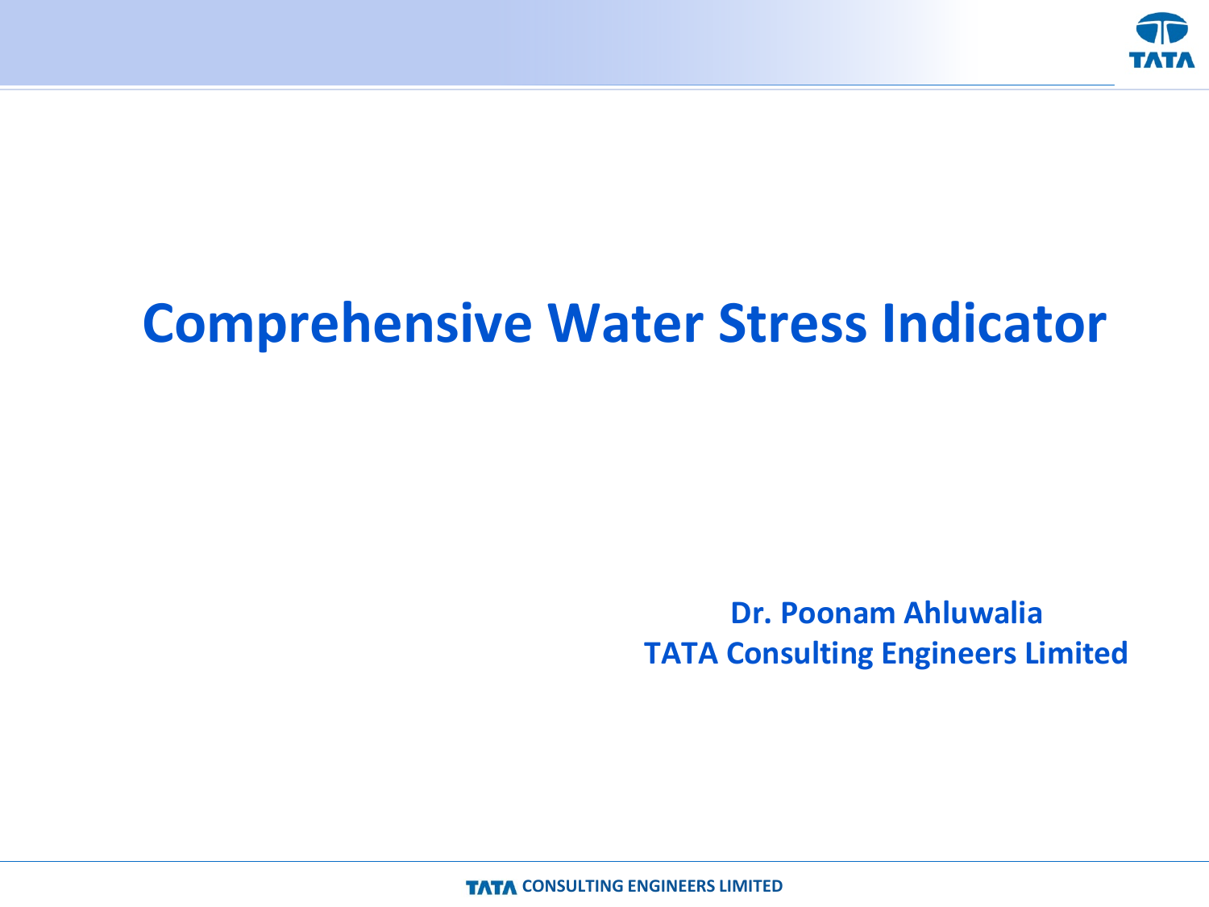# Comprehensive Water Stress Indicator

**Dr. Poonam Ahluwalia**
**TATA Consulting Engineers Limited**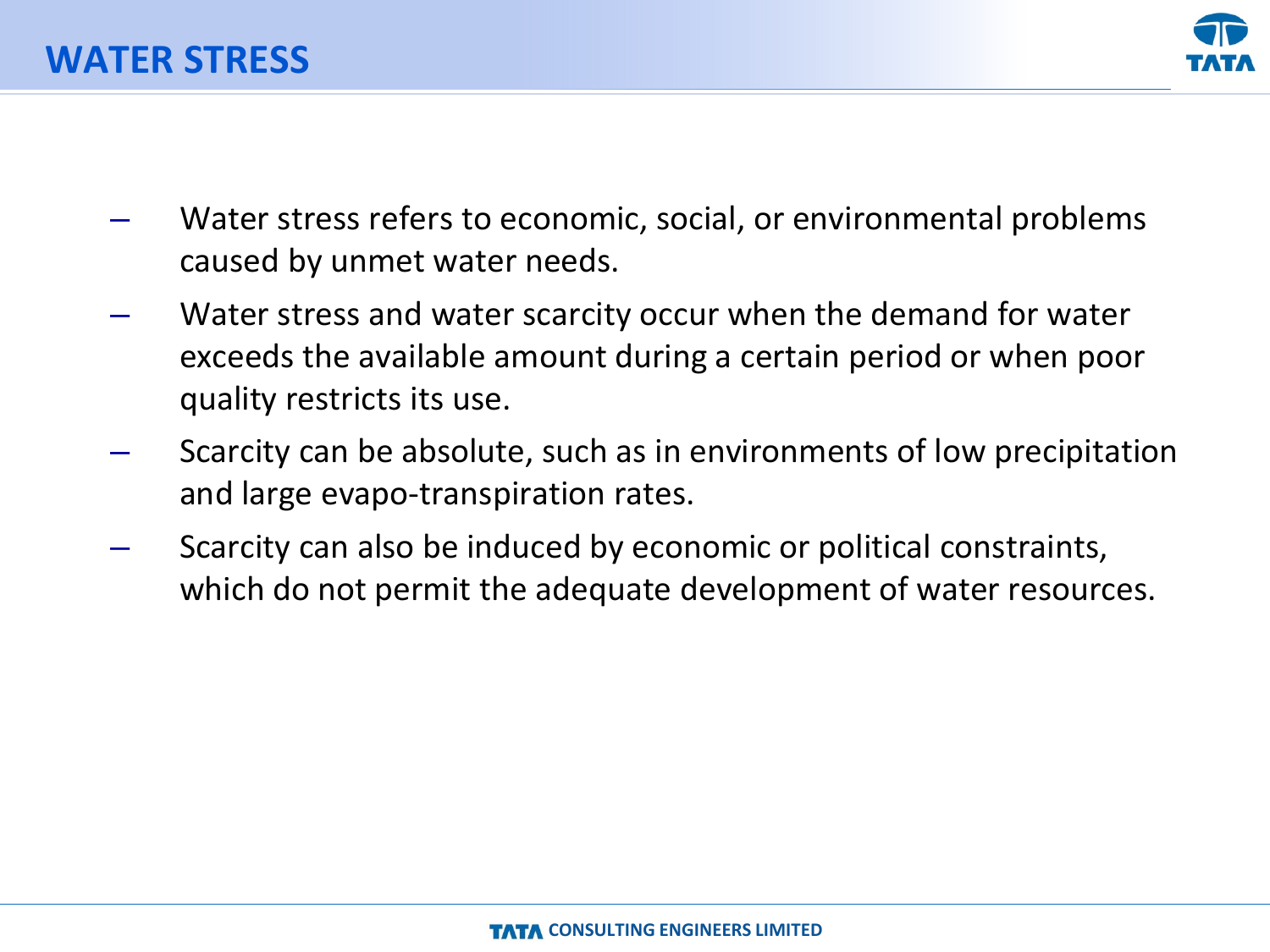# WATER STRESS

- Water stress refers to economic, social, or environmental problems caused by unmet water needs.
- Water stress and water scarcity occur when the demand for water exceeds the available amount during a certain period or when poor quality restricts its use.
- Scarcity can be absolute, such as in environments of low precipitation and large evapo-transpiration rates.
- Scarcity can also be induced by economic or political constraints, which do not permit the adequate development of water resources.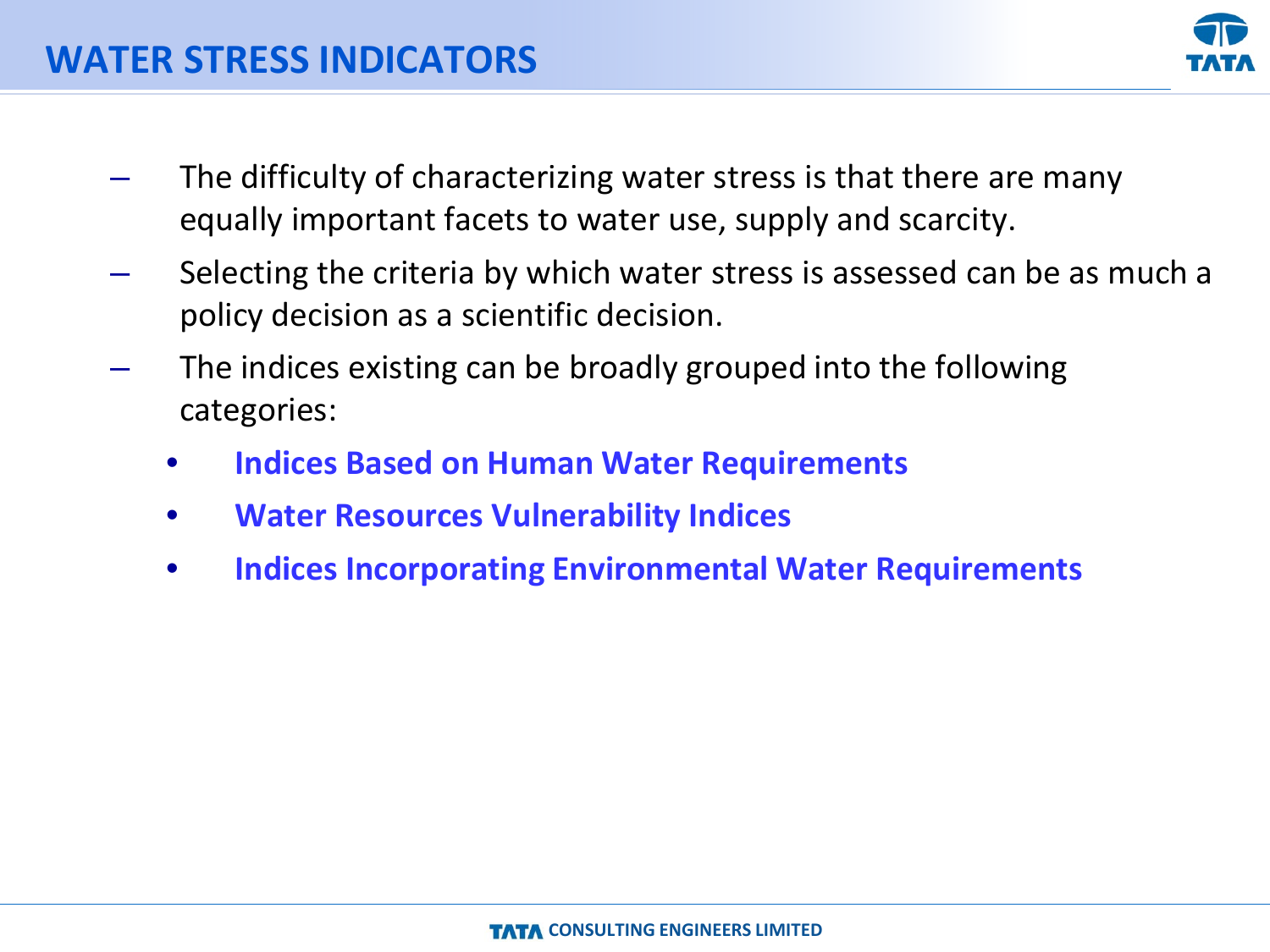# WATER STRESS INDICATORS

- The difficulty of characterizing water stress is that there are many equally important facets to water use, supply and scarcity.
- Selecting the criteria by which water stress is assessed can be as much a policy decision as a scientific decision.
- The indices existing can be broadly grouped into the following categories:
  - **Indices Based on Human Water Requirements**
  - **Water Resources Vulnerability Indices**
  - **Indices Incorporating Environmental Water Requirements**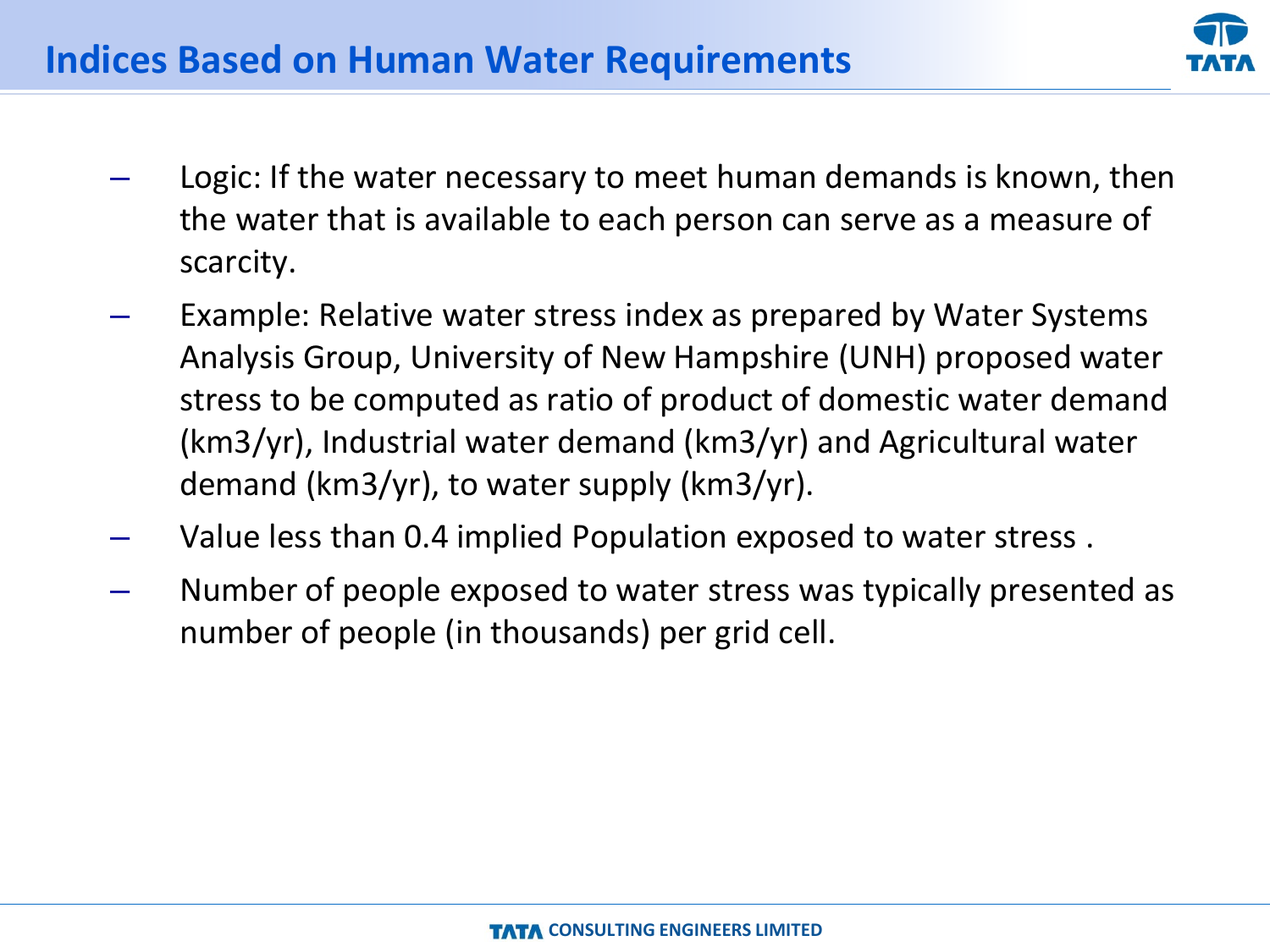## Indices Based on Human Water Requirements

- Logic: If the water necessary to meet human demands is known, then the water that is available to each person can serve as a measure of scarcity.
- Example: Relative water stress index as prepared by Water Systems Analysis Group, University of New Hampshire (UNH) proposed water stress to be computed as ratio of product of domestic water demand (km3/yr), Industrial water demand (km3/yr) and Agricultural water demand (km3/yr), to water supply (km3/yr).
- Value less than 0.4 implied Population exposed to water stress .
- Number of people exposed to water stress was typically presented as number of people (in thousands) per grid cell.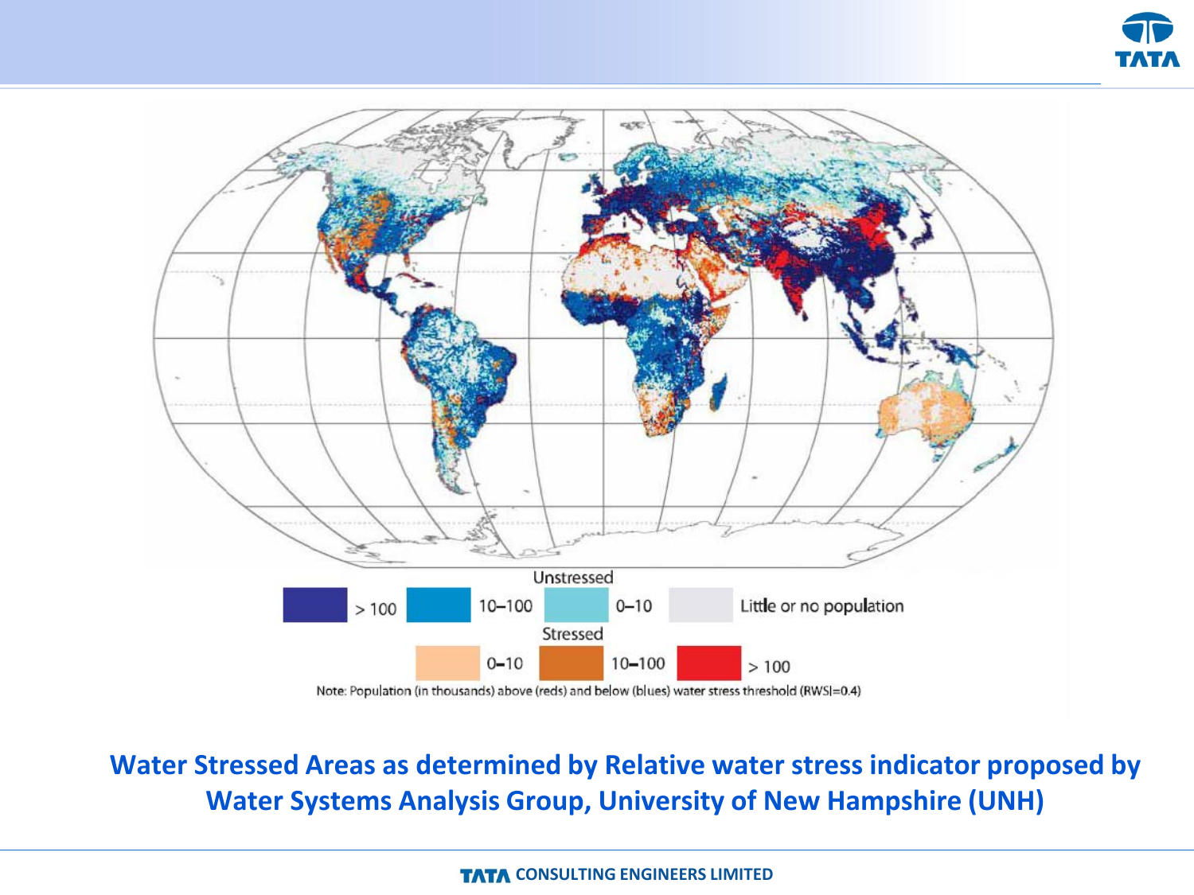Unstressed

| > 100 | 10–100 | 0–10 | Little or no population |
|---|---|---|---|

Stressed

| 0–10 | 10–100 | > 100 |
|---|---|---|

Note: Population (in thousands) above (reds) and below (blues) water stress threshold (RWSI=0.4)

**Water Stressed Areas as determined by Relative water stress indicator proposed by Water Systems Analysis Group, University of New Hampshire (UNH)**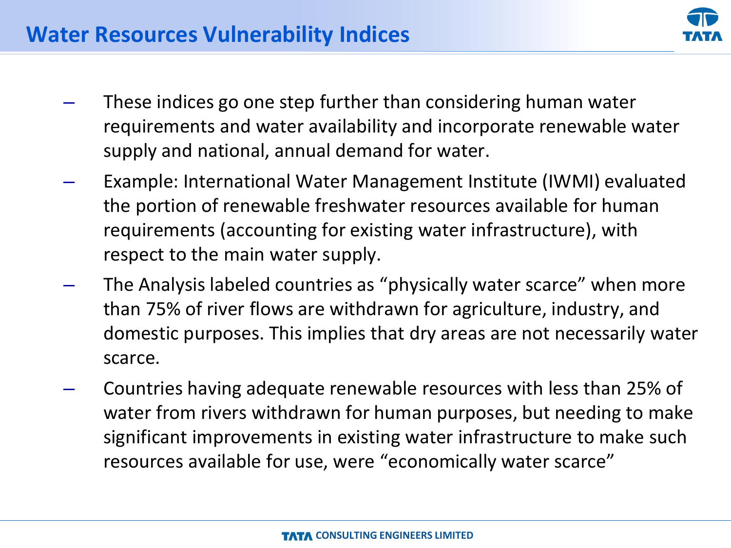# Water Resources Vulnerability Indices

- These indices go one step further than considering human water requirements and water availability and incorporate renewable water supply and national, annual demand for water.
- Example: International Water Management Institute (IWMI) evaluated the portion of renewable freshwater resources available for human requirements (accounting for existing water infrastructure), with respect to the main water supply.
- The Analysis labeled countries as “physically water scarce” when more than 75% of river flows are withdrawn for agriculture, industry, and domestic purposes. This implies that dry areas are not necessarily water scarce.
- Countries having adequate renewable resources with less than 25% of water from rivers withdrawn for human purposes, but needing to make significant improvements in existing water infrastructure to make such resources available for use, were “economically water scarce”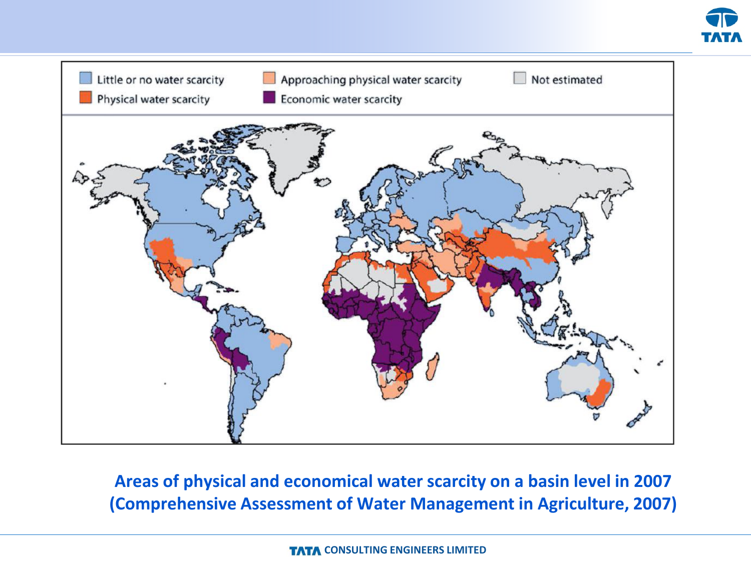Little or no water scarcity

Physical water scarcity

Approaching physical water scarcity

Economic water scarcity

Not estimated

**Areas of physical and economical water scarcity on a basin level in 2007 (Comprehensive Assessment of Water Management in Agriculture, 2007)**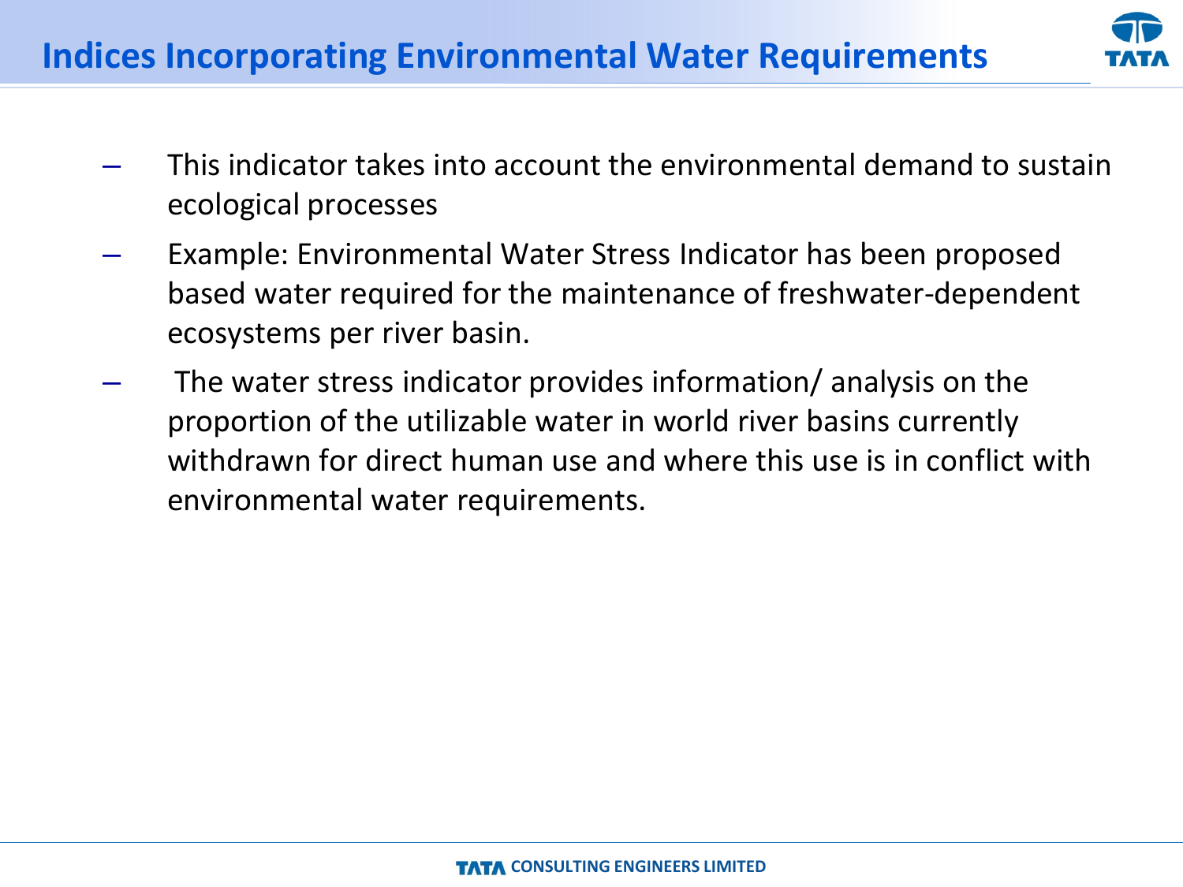# Indices Incorporating Environmental Water Requirements

- This indicator takes into account the environmental demand to sustain ecological processes
- Example: Environmental Water Stress Indicator has been proposed based water required for the maintenance of freshwater-dependent ecosystems per river basin.
- The water stress indicator provides information/ analysis on the proportion of the utilizable water in world river basins currently withdrawn for direct human use and where this use is in conflict with environmental water requirements.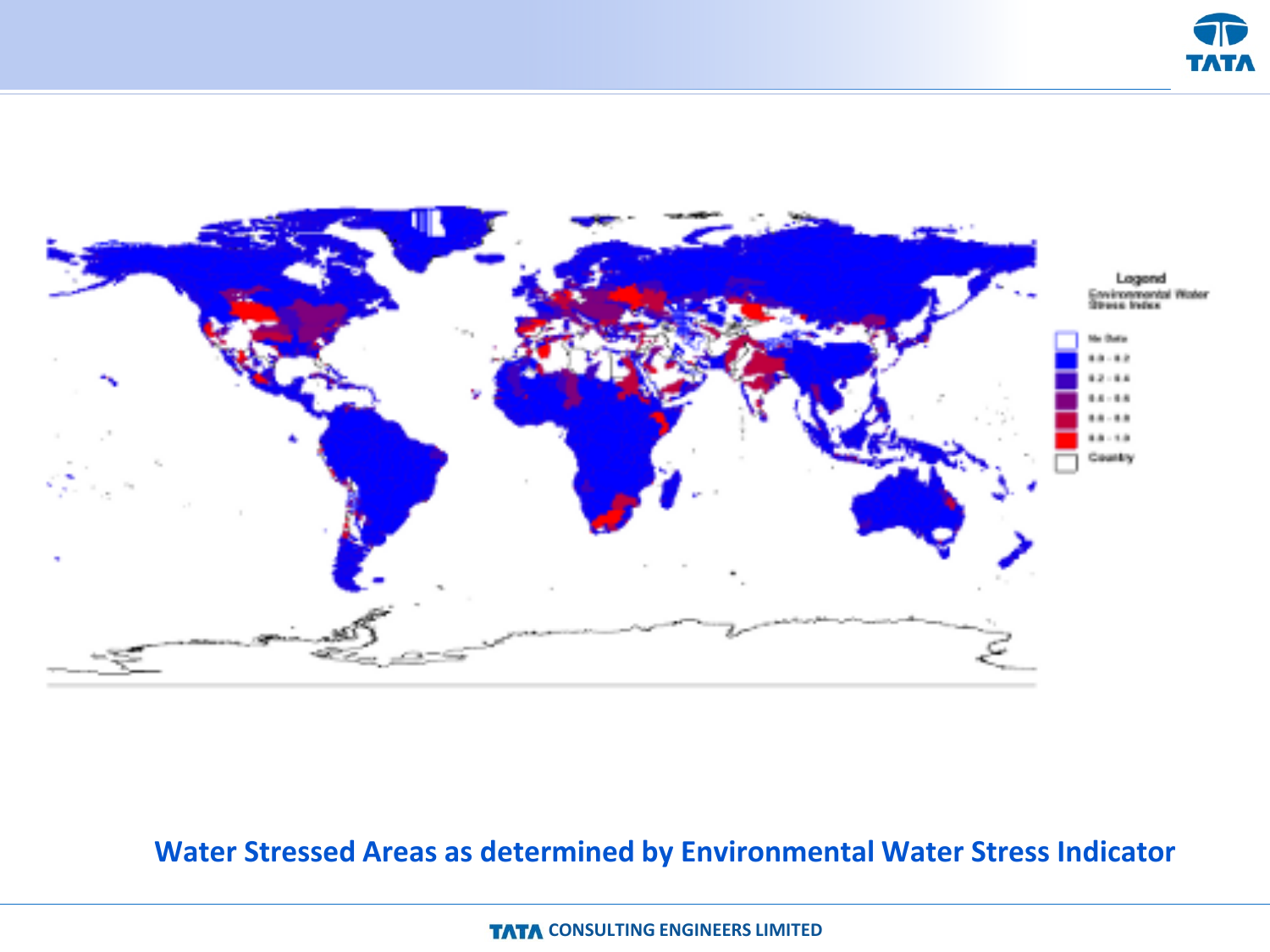Water Stressed Areas as determined by Environmental Water Stress Indicator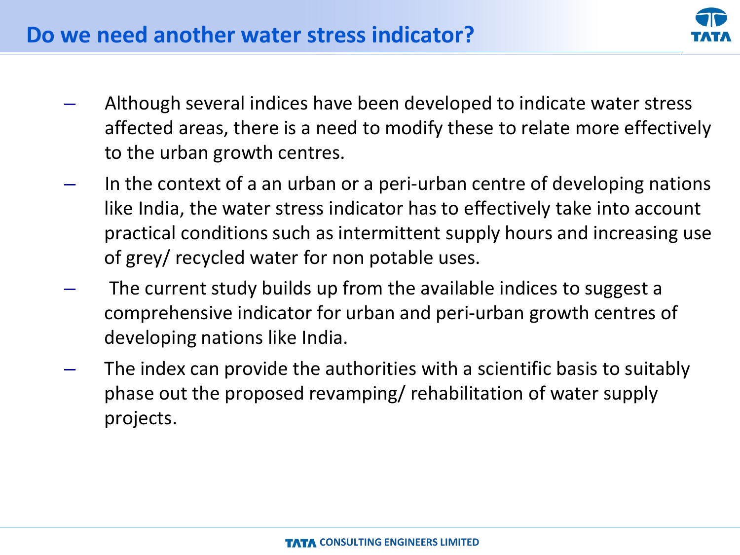## Do we need another water stress indicator?

- Although several indices have been developed to indicate water stress affected areas, there is a need to modify these to relate more effectively to the urban growth centres.
- In the context of a an urban or a peri-urban centre of developing nations like India, the water stress indicator has to effectively take into account practical conditions such as intermittent supply hours and increasing use of grey/ recycled water for non potable uses.
- The current study builds up from the available indices to suggest a comprehensive indicator for urban and peri-urban growth centres of developing nations like India.
- The index can provide the authorities with a scientific basis to suitably phase out the proposed revamping/ rehabilitation of water supply projects.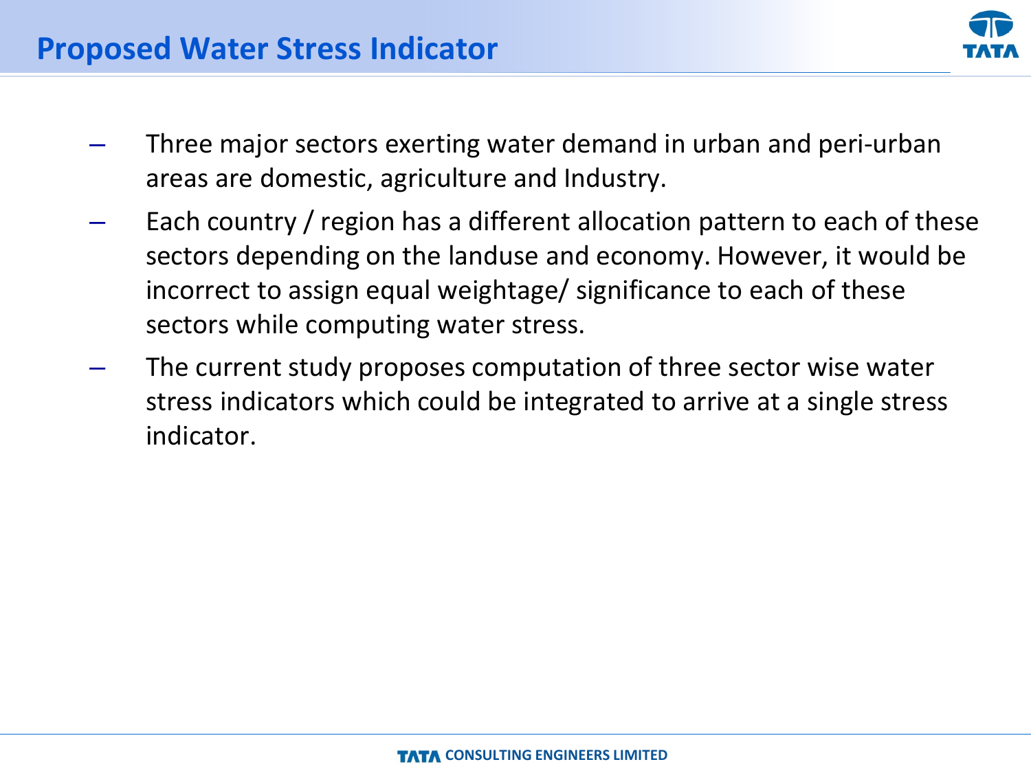## Proposed Water Stress Indicator

- Three major sectors exerting water demand in urban and peri-urban areas are domestic, agriculture and Industry.
- Each country / region has a different allocation pattern to each of these sectors depending on the landuse and economy. However, it would be incorrect to assign equal weightage/ significance to each of these sectors while computing water stress.
- The current study proposes computation of three sector wise water stress indicators which could be integrated to arrive at a single stress indicator.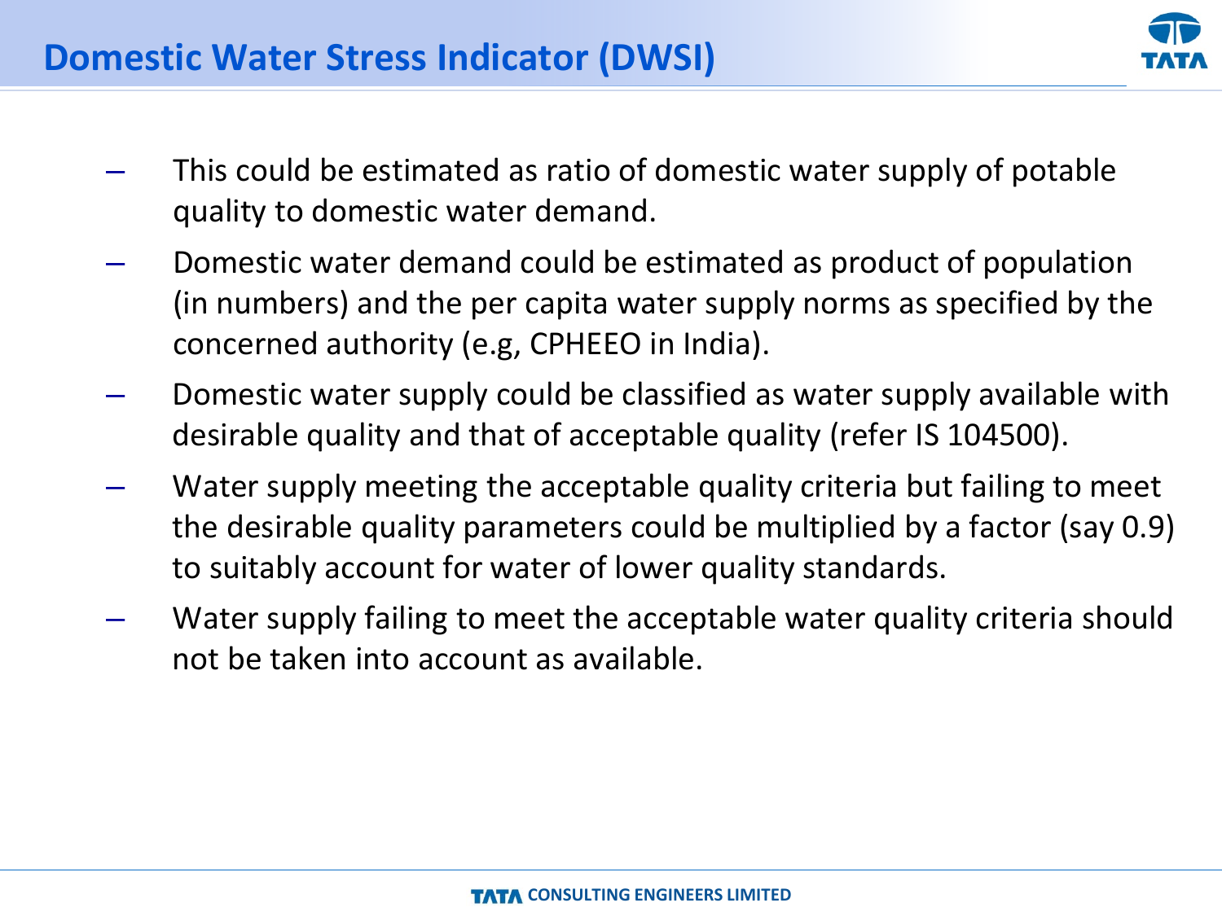# Domestic Water Stress Indicator (DWSI)

- This could be estimated as ratio of domestic water supply of potable quality to domestic water demand.
- Domestic water demand could be estimated as product of population (in numbers) and the per capita water supply norms as specified by the concerned authority (e.g, CPHEEO in India).
- Domestic water supply could be classified as water supply available with desirable quality and that of acceptable quality (refer IS 104500).
- Water supply meeting the acceptable quality criteria but failing to meet the desirable quality parameters could be multiplied by a factor (say 0.9) to suitably account for water of lower quality standards.
- Water supply failing to meet the acceptable water quality criteria should not be taken into account as available.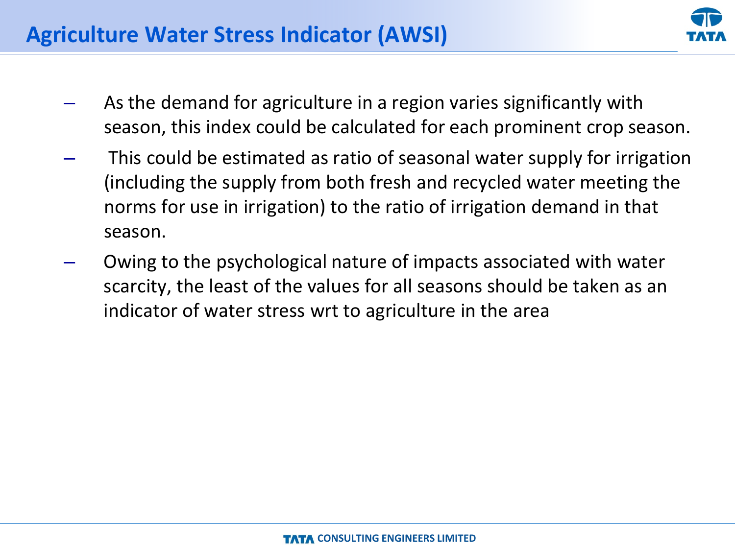## Agriculture Water Stress Indicator (AWSI)

- As the demand for agriculture in a region varies significantly with season, this index could be calculated for each prominent crop season.
- This could be estimated as ratio of seasonal water supply for irrigation (including the supply from both fresh and recycled water meeting the norms for use in irrigation) to the ratio of irrigation demand in that season.
- Owing to the psychological nature of impacts associated with water scarcity, the least of the values for all seasons should be taken as an indicator of water stress wrt to agriculture in the area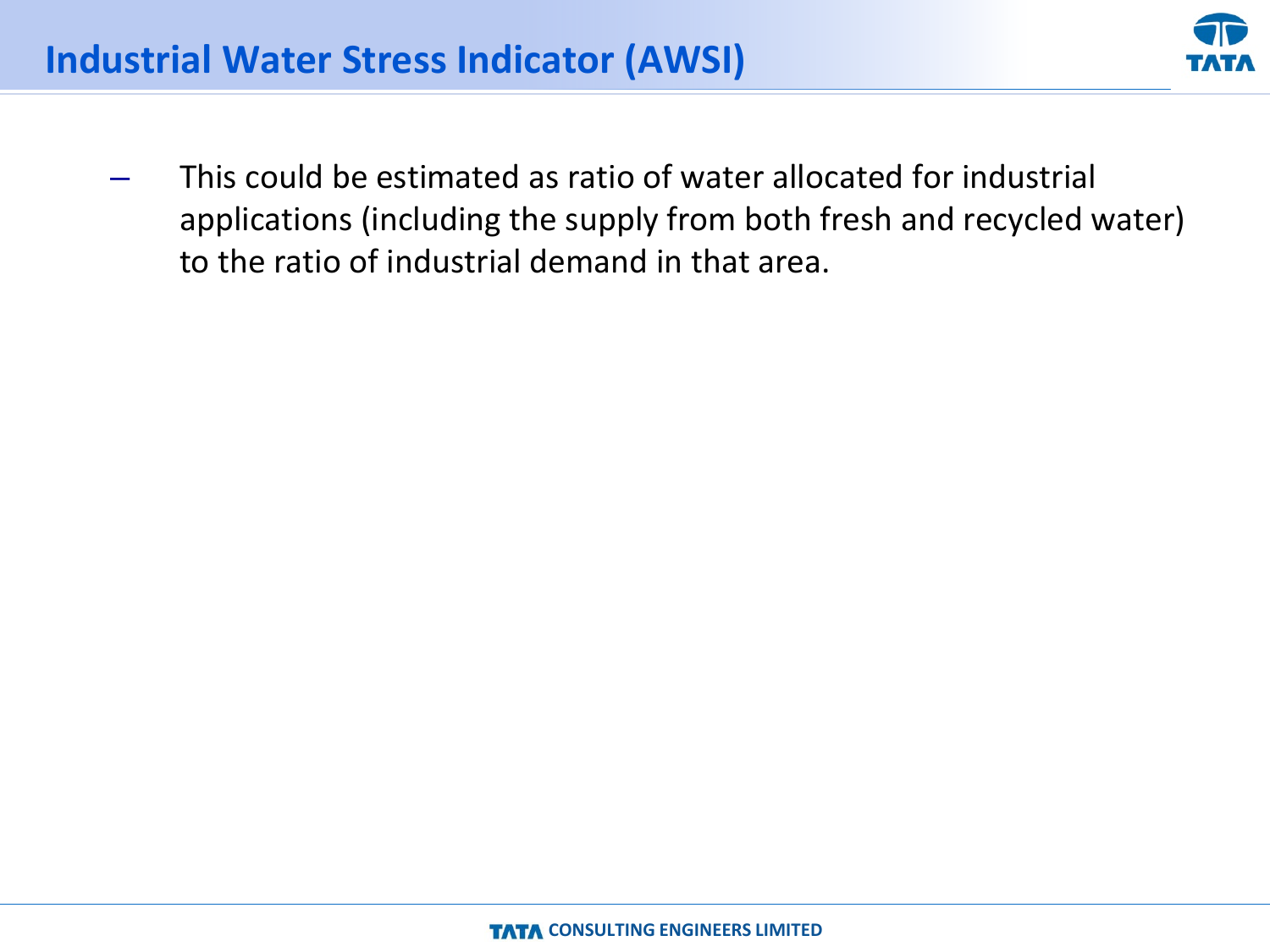# Industrial Water Stress Indicator (AWSI)

- This could be estimated as ratio of water allocated for industrial applications (including the supply from both fresh and recycled water) to the ratio of industrial demand in that area.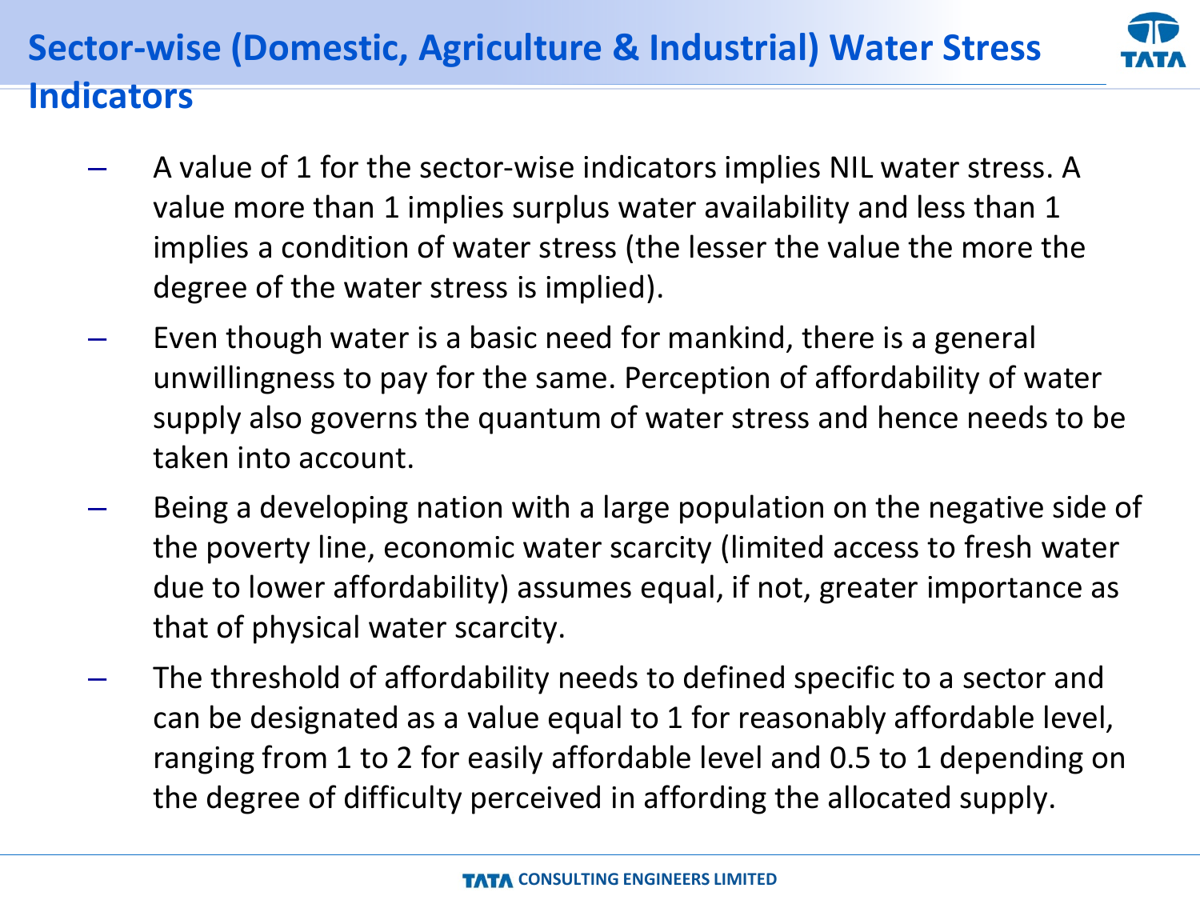# Sector-wise (Domestic, Agriculture & Industrial) Water Stress Indicators

- A value of 1 for the sector-wise indicators implies NIL water stress. A value more than 1 implies surplus water availability and less than 1 implies a condition of water stress (the lesser the value the more the degree of the water stress is implied).
- Even though water is a basic need for mankind, there is a general unwillingness to pay for the same. Perception of affordability of water supply also governs the quantum of water stress and hence needs to be taken into account.
- Being a developing nation with a large population on the negative side of the poverty line, economic water scarcity (limited access to fresh water due to lower affordability) assumes equal, if not, greater importance as that of physical water scarcity.
- The threshold of affordability needs to defined specific to a sector and can be designated as a value equal to 1 for reasonably affordable level, ranging from 1 to 2 for easily affordable level and 0.5 to 1 depending on the degree of difficulty perceived in affording the allocated supply.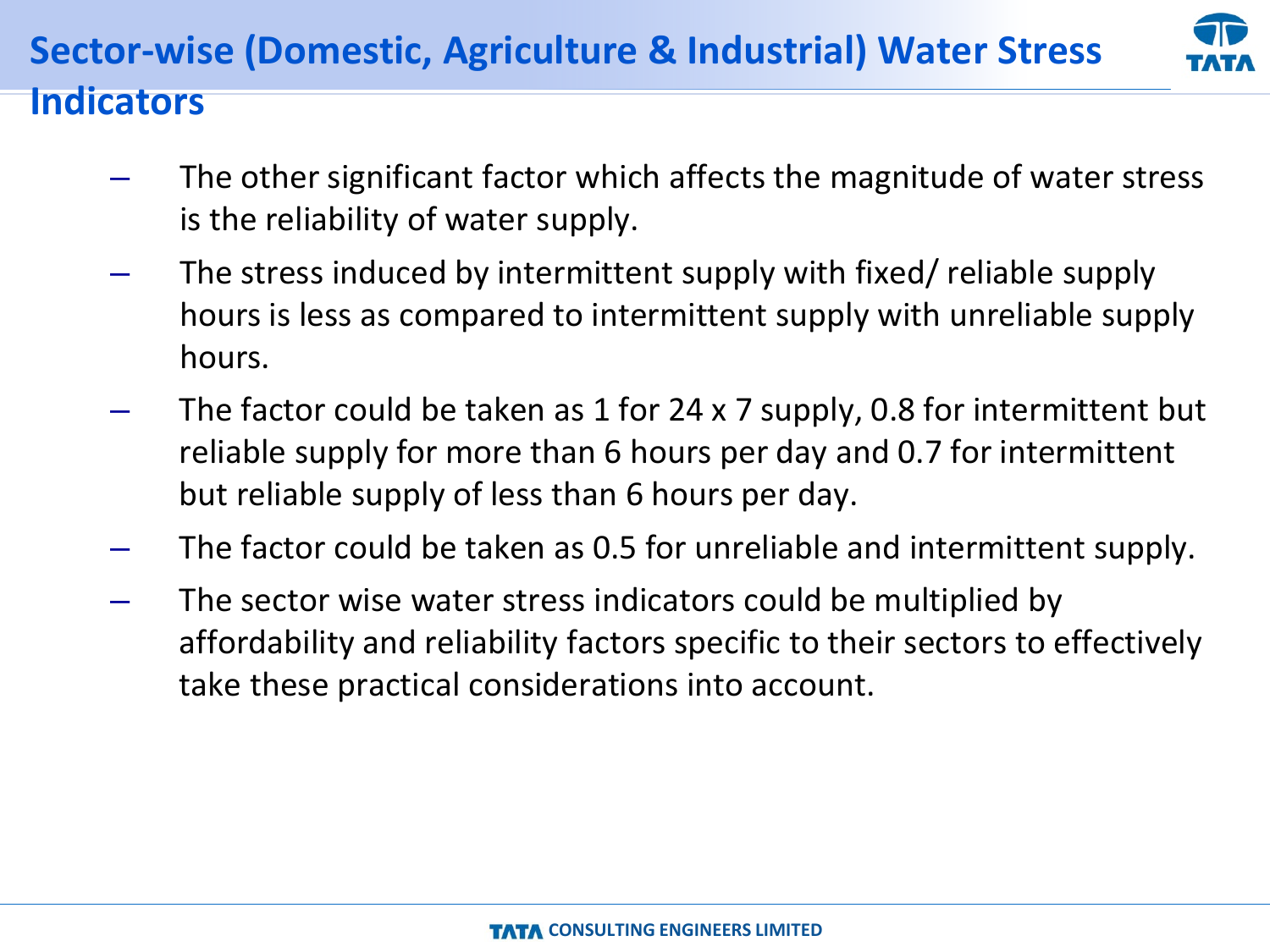## Sector-wise (Domestic, Agriculture & Industrial) Water Stress Indicators

- The other significant factor which affects the magnitude of water stress is the reliability of water supply.
- The stress induced by intermittent supply with fixed/ reliable supply hours is less as compared to intermittent supply with unreliable supply hours.
- The factor could be taken as 1 for 24 x 7 supply, 0.8 for intermittent but reliable supply for more than 6 hours per day and 0.7 for intermittent but reliable supply of less than 6 hours per day.
- The factor could be taken as 0.5 for unreliable and intermittent supply.
- The sector wise water stress indicators could be multiplied by affordability and reliability factors specific to their sectors to effectively take these practical considerations into account.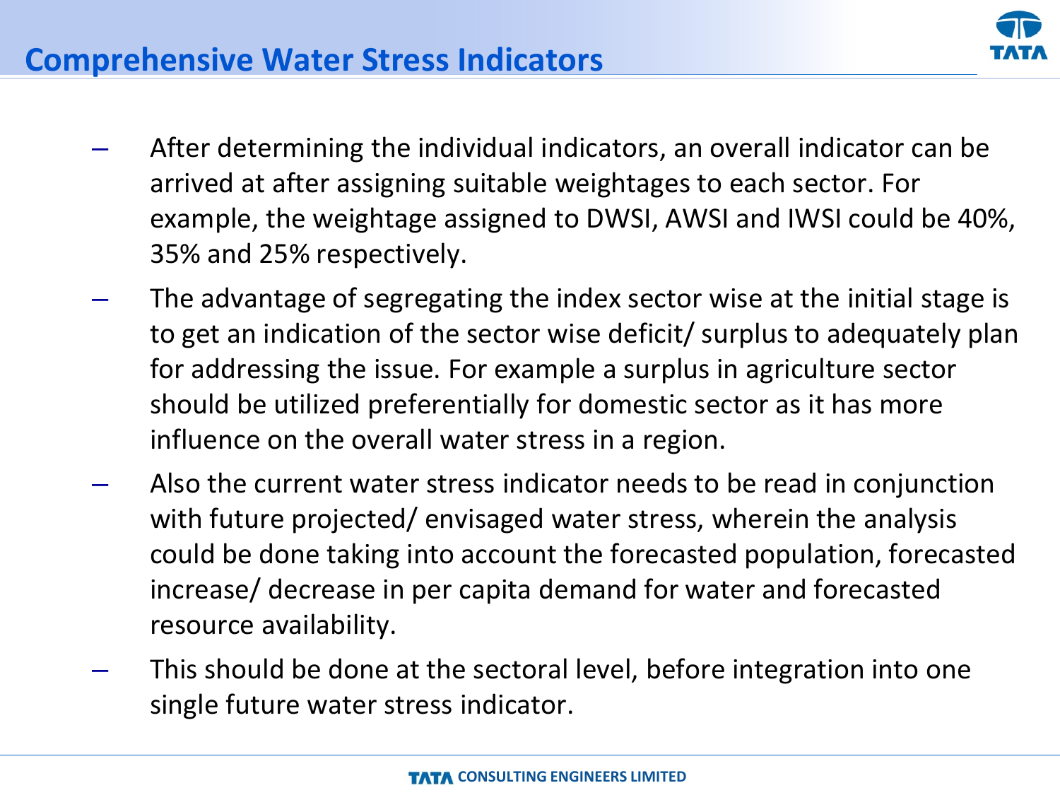## Comprehensive Water Stress Indicators

- After determining the individual indicators, an overall indicator can be arrived at after assigning suitable weightages to each sector. For example, the weightage assigned to DWSI, AWSI and IWSI could be 40%, 35% and 25% respectively.
- The advantage of segregating the index sector wise at the initial stage is to get an indication of the sector wise deficit/ surplus to adequately plan for addressing the issue. For example a surplus in agriculture sector should be utilized preferentially for domestic sector as it has more influence on the overall water stress in a region.
- Also the current water stress indicator needs to be read in conjunction with future projected/ envisaged water stress, wherein the analysis could be done taking into account the forecasted population, forecasted increase/ decrease in per capita demand for water and forecasted resource availability.
- This should be done at the sectoral level, before integration into one single future water stress indicator.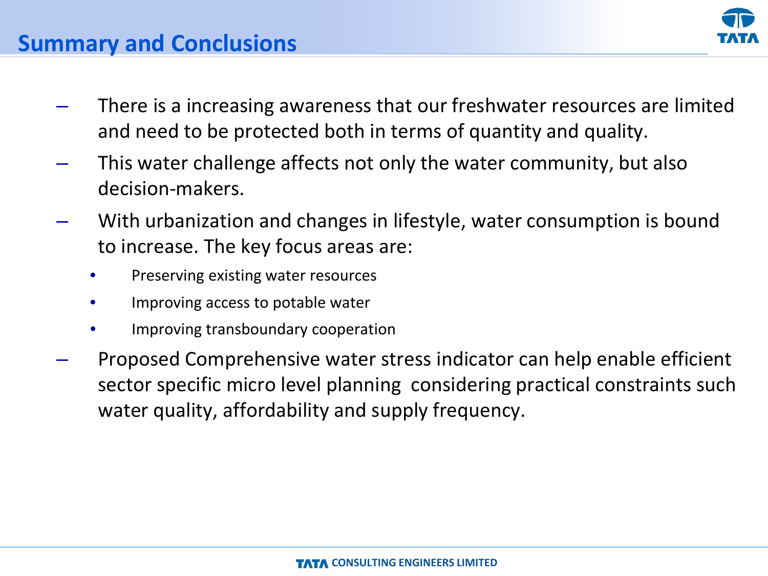## Summary and Conclusions

- There is a increasing awareness that our freshwater resources are limited and need to be protected both in terms of quantity and quality.
- This water challenge affects not only the water community, but also decision-makers.
- With urbanization and changes in lifestyle, water consumption is bound to increase. The key focus areas are:
  - Preserving existing water resources
  - Improving access to potable water
  - Improving transboundary cooperation
- Proposed Comprehensive water stress indicator can help enable efficient sector specific micro level planning considering practical constraints such water quality, affordability and supply frequency.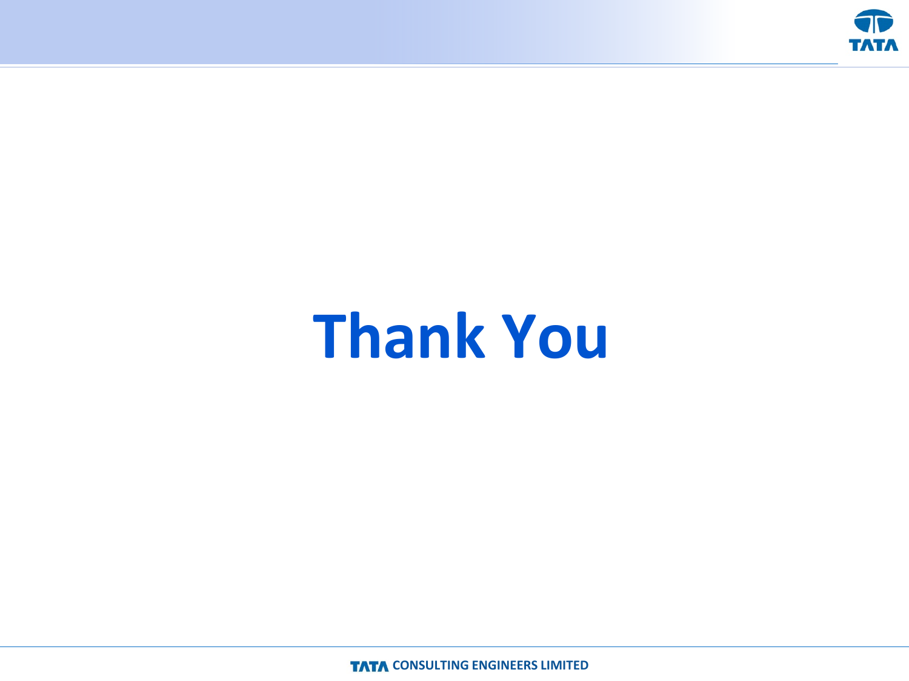# Thank You